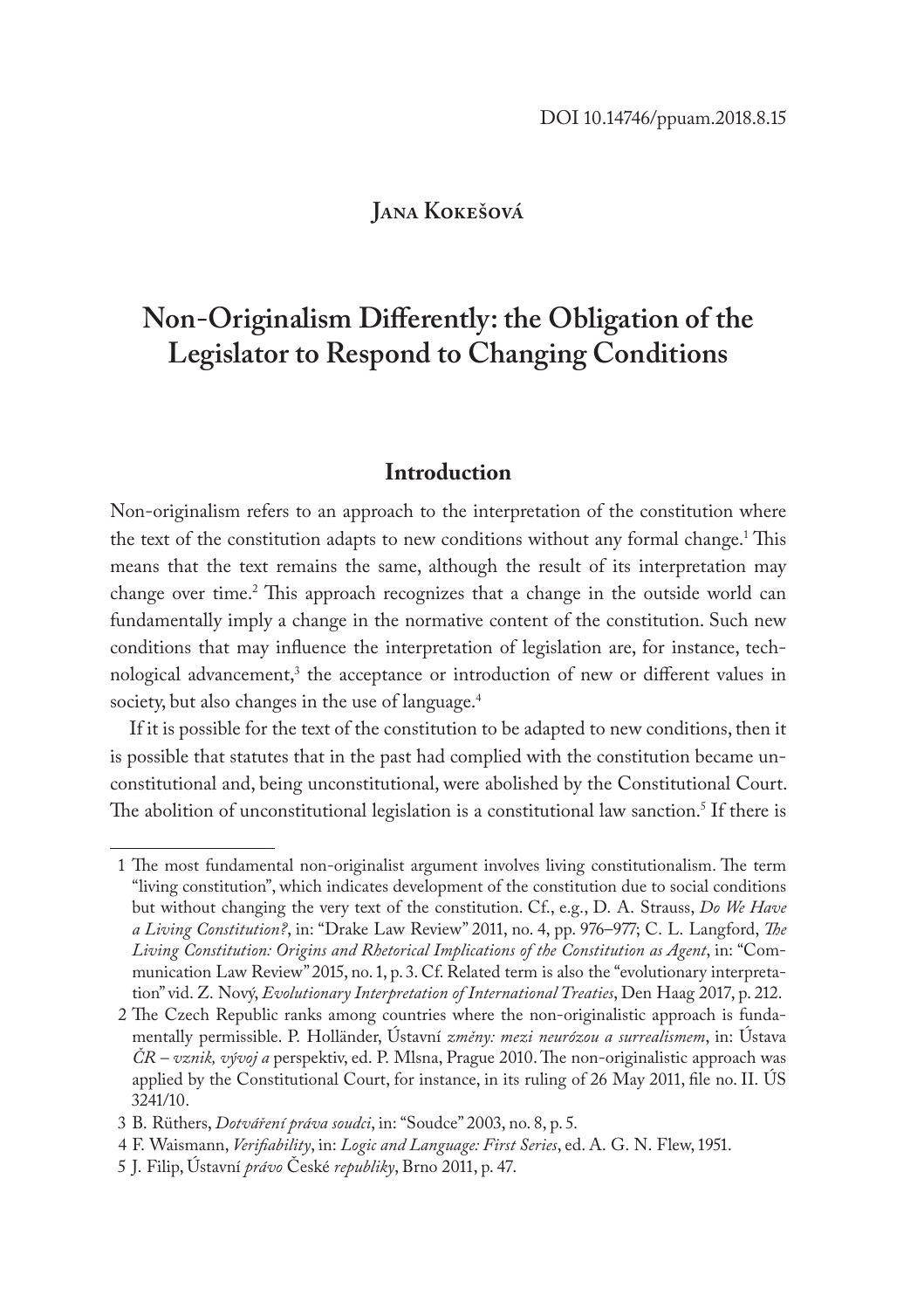DOI 10.14746/ppuam.2018.8.15

**Jana Kokešová**

# Non-Originalism Differently: the Obligation of the Legislator to Respond to Changing Conditions

## Introduction

Non-originalism refers to an approach to the interpretation of the constitution where the text of the constitution adapts to new conditions without any formal change.[1] This means that the text remains the same, although the result of its interpretation may change over time.[2] This approach recognizes that a change in the outside world can fundamentally imply a change in the normative content of the constitution. Such new conditions that may influence the interpretation of legislation are, for instance, technological advancement,[3] the acceptance or introduction of new or different values in society, but also changes in the use of language.[4]

If it is possible for the text of the constitution to be adapted to new conditions, then it is possible that statutes that in the past had complied with the constitution became unconstitutional and, being unconstitutional, were abolished by the Constitutional Court. The abolition of unconstitutional legislation is a constitutional law sanction.[5] If there is

---

1 The most fundamental non-originalist argument involves living constitutionalism. The term "living constitution", which indicates development of the constitution due to social conditions but without changing the very text of the constitution. Cf., e.g., D. A. Strauss, *Do We Have a Living Constitution?*, in: "Drake Law Review" 2011, no. 4, pp. 976–977; C. L. Langford, *The Living Constitution: Origins and Rhetorical Implications of the Constitution as Agent*, in: "Communication Law Review" 2015, no. 1, p. 3. Cf. Related term is also the "evolutionary interpretation" vid. Z. Nový, *Evolutionary Interpretation of International Treaties*, Den Haag 2017, p. 212.

2 The Czech Republic ranks among countries where the non-originalistic approach is fundamentally permissible. P. Holländer, Ústavní *změny: mezi neurózou a surrealismem*, in: Ústava *ČR – vznik, vývoj a* perspektiv, ed. P. Mlsna, Prague 2010. The non-originalistic approach was applied by the Constitutional Court, for instance, in its ruling of 26 May 2011, file no. II. ÚS 3241/10.

3 B. Rüthers, *Dotváření práva soudci*, in: "Soudce" 2003, no. 8, p. 5.

4 F. Waismann, *Verifiability*, in: *Logic and Language: First Series*, ed. A. G. N. Flew, 1951.

5 J. Filip, Ústavní *právo* České *republiky*, Brno 2011, p. 47.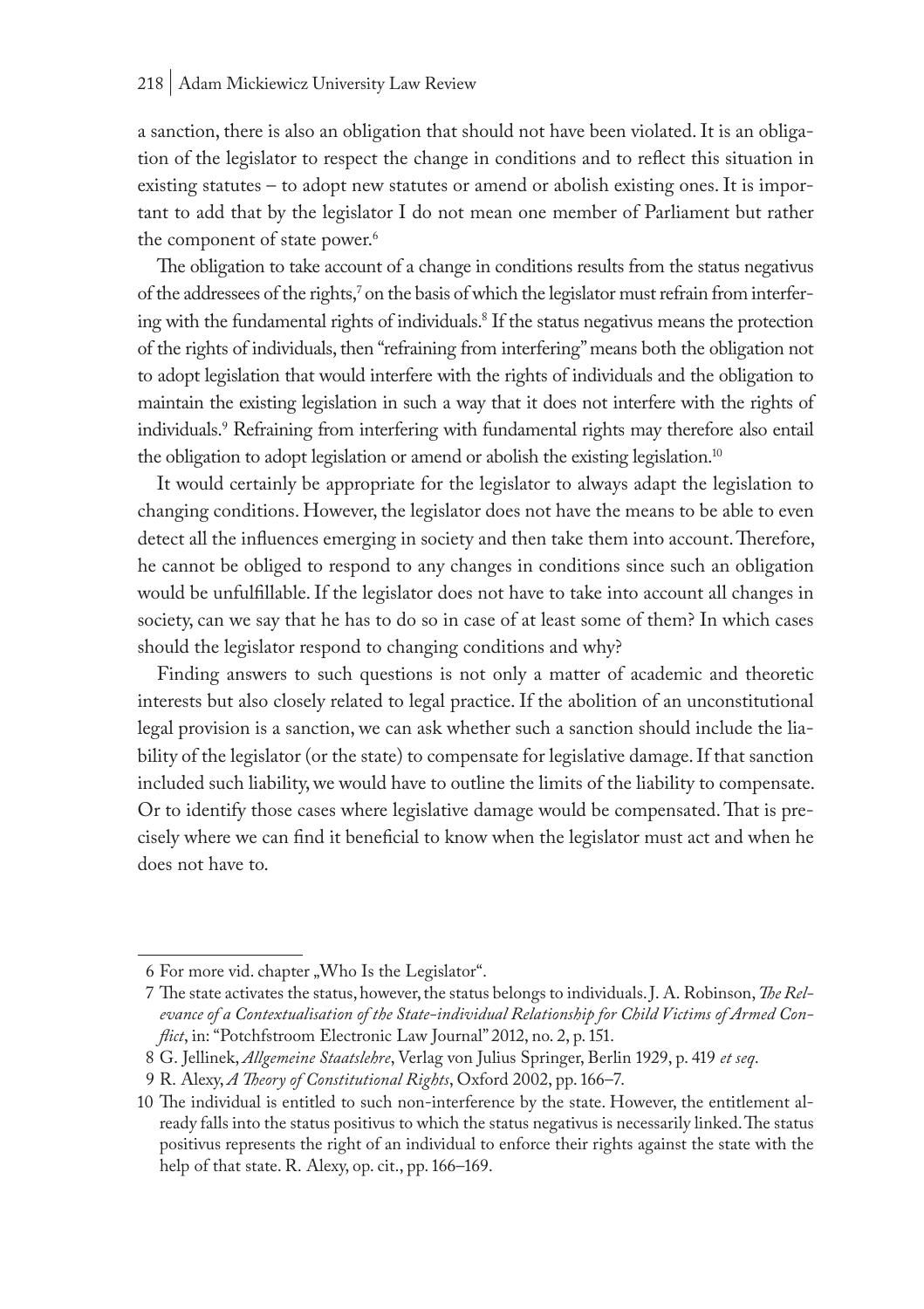a sanction, there is also an obligation that should not have been violated. It is an obligation of the legislator to respect the change in conditions and to reflect this situation in existing statutes – to adopt new statutes or amend or abolish existing ones. It is important to add that by the legislator I do not mean one member of Parliament but rather the component of state power.[6]

The obligation to take account of a change in conditions results from the status negativus of the addressees of the rights,[7] on the basis of which the legislator must refrain from interfering with the fundamental rights of individuals.[8] If the status negativus means the protection of the rights of individuals, then "refraining from interfering" means both the obligation not to adopt legislation that would interfere with the rights of individuals and the obligation to maintain the existing legislation in such a way that it does not interfere with the rights of individuals.[9] Refraining from interfering with fundamental rights may therefore also entail the obligation to adopt legislation or amend or abolish the existing legislation.[10]

It would certainly be appropriate for the legislator to always adapt the legislation to changing conditions. However, the legislator does not have the means to be able to even detect all the influences emerging in society and then take them into account. Therefore, he cannot be obliged to respond to any changes in conditions since such an obligation would be unfulfillable. If the legislator does not have to take into account all changes in society, can we say that he has to do so in case of at least some of them? In which cases should the legislator respond to changing conditions and why?

Finding answers to such questions is not only a matter of academic and theoretic interests but also closely related to legal practice. If the abolition of an unconstitutional legal provision is a sanction, we can ask whether such a sanction should include the liability of the legislator (or the state) to compensate for legislative damage. If that sanction included such liability, we would have to outline the limits of the liability to compensate. Or to identify those cases where legislative damage would be compensated. That is precisely where we can find it beneficial to know when the legislator must act and when he does not have to.

---

6 For more vid. chapter „Who Is the Legislator".

7 The state activates the status, however, the status belongs to individuals. J. A. Robinson, *The Relevance of a Contextualisation of the State-individual Relationship for Child Victims of Armed Conflict*, in: "Potchfstroom Electronic Law Journal" 2012, no. 2, p. 151.

8 G. Jellinek, *Allgemeine Staatslehre*, Verlag von Julius Springer, Berlin 1929, p. 419 *et seq*.

9 R. Alexy, *A Theory of Constitutional Rights*, Oxford 2002, pp. 166–7.

10 The individual is entitled to such non-interference by the state. However, the entitlement already falls into the status positivus to which the status negativus is necessarily linked. The status positivus represents the right of an individual to enforce their rights against the state with the help of that state. R. Alexy, op. cit., pp. 166–169.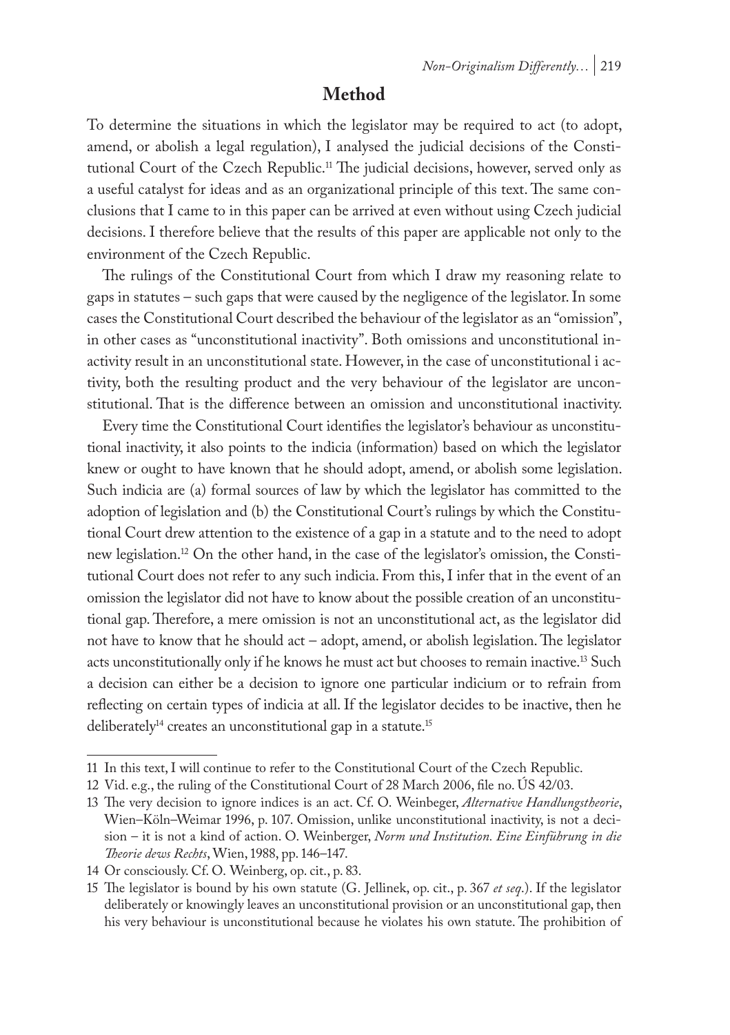## Method

To determine the situations in which the legislator may be required to act (to adopt, amend, or abolish a legal regulation), I analysed the judicial decisions of the Constitutional Court of the Czech Republic.[11] The judicial decisions, however, served only as a useful catalyst for ideas and as an organizational principle of this text. The same conclusions that I came to in this paper can be arrived at even without using Czech judicial decisions. I therefore believe that the results of this paper are applicable not only to the environment of the Czech Republic.

The rulings of the Constitutional Court from which I draw my reasoning relate to gaps in statutes – such gaps that were caused by the negligence of the legislator. In some cases the Constitutional Court described the behaviour of the legislator as an "omission", in other cases as "unconstitutional inactivity". Both omissions and unconstitutional inactivity result in an unconstitutional state. However, in the case of unconstitutional i activity, both the resulting product and the very behaviour of the legislator are unconstitutional. That is the difference between an omission and unconstitutional inactivity.

Every time the Constitutional Court identifies the legislator's behaviour as unconstitutional inactivity, it also points to the indicia (information) based on which the legislator knew or ought to have known that he should adopt, amend, or abolish some legislation. Such indicia are (a) formal sources of law by which the legislator has committed to the adoption of legislation and (b) the Constitutional Court's rulings by which the Constitutional Court drew attention to the existence of a gap in a statute and to the need to adopt new legislation.[12] On the other hand, in the case of the legislator's omission, the Constitutional Court does not refer to any such indicia. From this, I infer that in the event of an omission the legislator did not have to know about the possible creation of an unconstitutional gap. Therefore, a mere omission is not an unconstitutional act, as the legislator did not have to know that he should act – adopt, amend, or abolish legislation. The legislator acts unconstitutionally only if he knows he must act but chooses to remain inactive.[13] Such a decision can either be a decision to ignore one particular indicium or to refrain from reflecting on certain types of indicia at all. If the legislator decides to be inactive, then he deliberately[14] creates an unconstitutional gap in a statute.[15]

---

11 In this text, I will continue to refer to the Constitutional Court of the Czech Republic.

12 Vid. e.g., the ruling of the Constitutional Court of 28 March 2006, file no. ÚS 42/03.

13 The very decision to ignore indices is an act. Cf. O. Weinbeger, *Alternative Handlungstheorie*, Wien–Köln–Weimar 1996, p. 107. Omission, unlike unconstitutional inactivity, is not a decision – it is not a kind of action. O. Weinberger, *Norm und Institution. Eine Einführung in die Theorie dews Rechts*, Wien, 1988, pp. 146–147.

14 Or consciously. Cf. O. Weinberg, op. cit., p. 83.

15 The legislator is bound by his own statute (G. Jellinek, op. cit., p. 367 *et seq*.). If the legislator deliberately or knowingly leaves an unconstitutional provision or an unconstitutional gap, then his very behaviour is unconstitutional because he violates his own statute. The prohibition of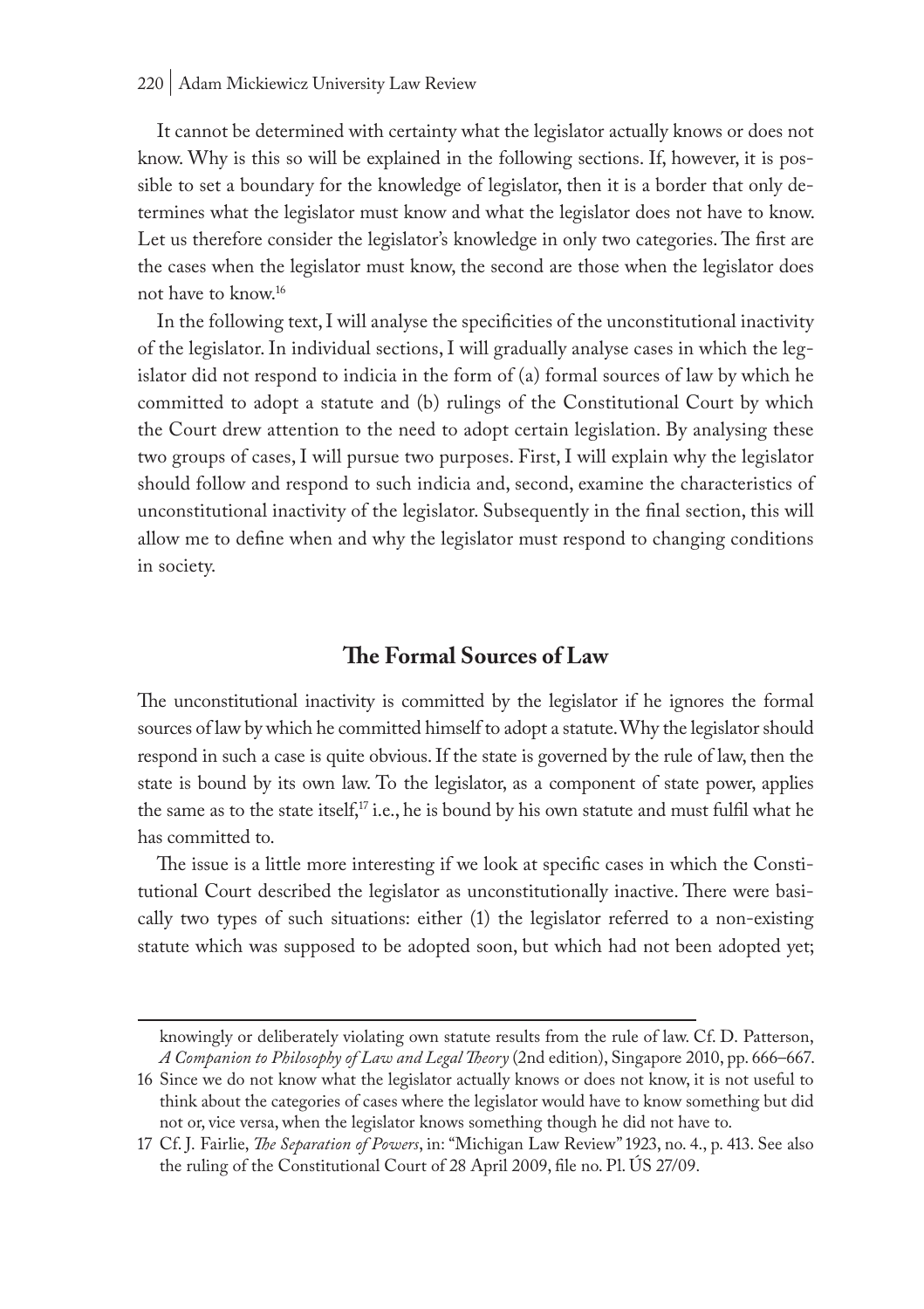It cannot be determined with certainty what the legislator actually knows or does not know. Why is this so will be explained in the following sections. If, however, it is possible to set a boundary for the knowledge of legislator, then it is a border that only determines what the legislator must know and what the legislator does not have to know. Let us therefore consider the legislator's knowledge in only two categories. The first are the cases when the legislator must know, the second are those when the legislator does not have to know.[16]

In the following text, I will analyse the specificities of the unconstitutional inactivity of the legislator. In individual sections, I will gradually analyse cases in which the legislator did not respond to indicia in the form of (a) formal sources of law by which he committed to adopt a statute and (b) rulings of the Constitutional Court by which the Court drew attention to the need to adopt certain legislation. By analysing these two groups of cases, I will pursue two purposes. First, I will explain why the legislator should follow and respond to such indicia and, second, examine the characteristics of unconstitutional inactivity of the legislator. Subsequently in the final section, this will allow me to define when and why the legislator must respond to changing conditions in society.

## The Formal Sources of Law

The unconstitutional inactivity is committed by the legislator if he ignores the formal sources of law by which he committed himself to adopt a statute. Why the legislator should respond in such a case is quite obvious. If the state is governed by the rule of law, then the state is bound by its own law. To the legislator, as a component of state power, applies the same as to the state itself,[17] i.e., he is bound by his own statute and must fulfil what he has committed to.

The issue is a little more interesting if we look at specific cases in which the Constitutional Court described the legislator as unconstitutionally inactive. There were basically two types of such situations: either (1) the legislator referred to a non-existing statute which was supposed to be adopted soon, but which had not been adopted yet;

---

knowingly or deliberately violating own statute results from the rule of law. Cf. D. Patterson, *A Companion to Philosophy of Law and Legal Theory* (2nd edition), Singapore 2010, pp. 666–667.

16 Since we do not know what the legislator actually knows or does not know, it is not useful to think about the categories of cases where the legislator would have to know something but did not or, vice versa, when the legislator knows something though he did not have to.

17 Cf. J. Fairlie, *The Separation of Powers*, in: "Michigan Law Review" 1923, no. 4., p. 413. See also the ruling of the Constitutional Court of 28 April 2009, file no. Pl. ÚS 27/09.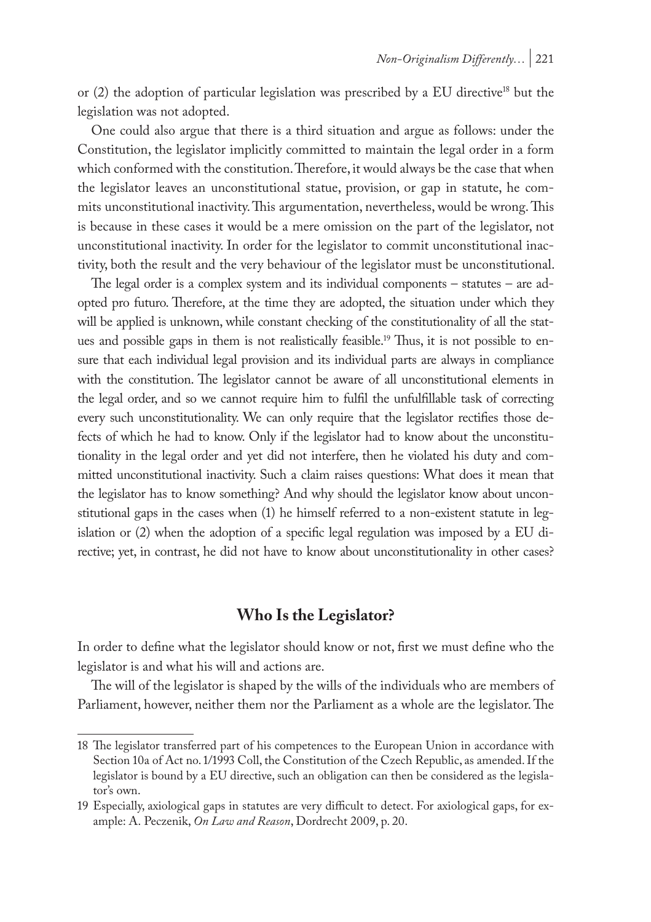or (2) the adoption of particular legislation was prescribed by a EU directive[18] but the legislation was not adopted.

One could also argue that there is a third situation and argue as follows: under the Constitution, the legislator implicitly committed to maintain the legal order in a form which conformed with the constitution. Therefore, it would always be the case that when the legislator leaves an unconstitutional statue, provision, or gap in statute, he commits unconstitutional inactivity. This argumentation, nevertheless, would be wrong. This is because in these cases it would be a mere omission on the part of the legislator, not unconstitutional inactivity. In order for the legislator to commit unconstitutional inactivity, both the result and the very behaviour of the legislator must be unconstitutional.

The legal order is a complex system and its individual components – statutes – are adopted pro futuro. Therefore, at the time they are adopted, the situation under which they will be applied is unknown, while constant checking of the constitutionality of all the statues and possible gaps in them is not realistically feasible.[19] Thus, it is not possible to ensure that each individual legal provision and its individual parts are always in compliance with the constitution. The legislator cannot be aware of all unconstitutional elements in the legal order, and so we cannot require him to fulfil the unfulfillable task of correcting every such unconstitutionality. We can only require that the legislator rectifies those defects of which he had to know. Only if the legislator had to know about the unconstitutionality in the legal order and yet did not interfere, then he violated his duty and committed unconstitutional inactivity. Such a claim raises questions: What does it mean that the legislator has to know something? And why should the legislator know about unconstitutional gaps in the cases when (1) he himself referred to a non-existent statute in legislation or (2) when the adoption of a specific legal regulation was imposed by a EU directive; yet, in contrast, he did not have to know about unconstitutionality in other cases?

## Who Is the Legislator?

In order to define what the legislator should know or not, first we must define who the legislator is and what his will and actions are.

The will of the legislator is shaped by the wills of the individuals who are members of Parliament, however, neither them nor the Parliament as a whole are the legislator. The

---

18 The legislator transferred part of his competences to the European Union in accordance with Section 10a of Act no. 1/1993 Coll, the Constitution of the Czech Republic, as amended. If the legislator is bound by a EU directive, such an obligation can then be considered as the legislator's own.

19 Especially, axiological gaps in statutes are very difficult to detect. For axiological gaps, for example: A. Peczenik, *On Law and Reason*, Dordrecht 2009, p. 20.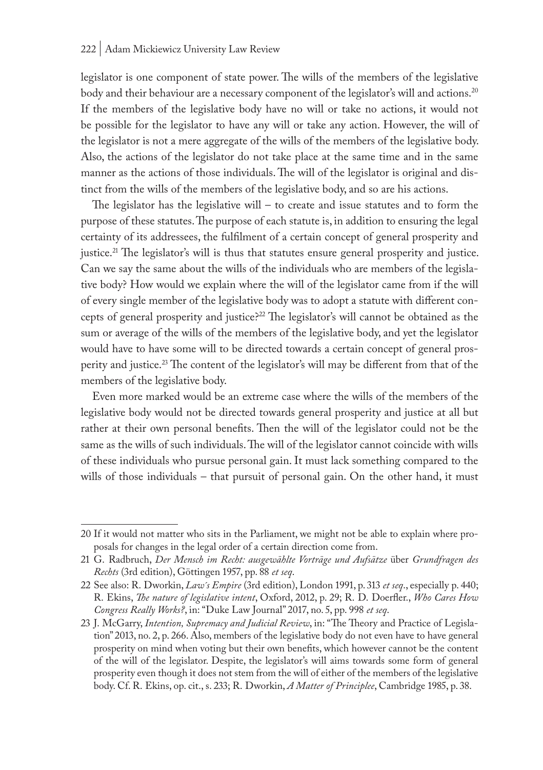legislator is one component of state power. The wills of the members of the legislative body and their behaviour are a necessary component of the legislator's will and actions.[20] If the members of the legislative body have no will or take no actions, it would not be possible for the legislator to have any will or take any action. However, the will of the legislator is not a mere aggregate of the wills of the members of the legislative body. Also, the actions of the legislator do not take place at the same time and in the same manner as the actions of those individuals. The will of the legislator is original and distinct from the wills of the members of the legislative body, and so are his actions.

The legislator has the legislative will – to create and issue statutes and to form the purpose of these statutes. The purpose of each statute is, in addition to ensuring the legal certainty of its addressees, the fulfilment of a certain concept of general prosperity and justice.[21] The legislator's will is thus that statutes ensure general prosperity and justice. Can we say the same about the wills of the individuals who are members of the legislative body? How would we explain where the will of the legislator came from if the will of every single member of the legislative body was to adopt a statute with different concepts of general prosperity and justice?[22] The legislator's will cannot be obtained as the sum or average of the wills of the members of the legislative body, and yet the legislator would have to have some will to be directed towards a certain concept of general prosperity and justice.[23] The content of the legislator's will may be different from that of the members of the legislative body.

Even more marked would be an extreme case where the wills of the members of the legislative body would not be directed towards general prosperity and justice at all but rather at their own personal benefits. Then the will of the legislator could not be the same as the wills of such individuals. The will of the legislator cannot coincide with wills of these individuals who pursue personal gain. It must lack something compared to the wills of those individuals – that pursuit of personal gain. On the other hand, it must

---

20 If it would not matter who sits in the Parliament, we might not be able to explain where proposals for changes in the legal order of a certain direction come from.

21 G. Radbruch, *Der Mensch im Recht: ausgewählte Vorträge und Aufsätze* über *Grundfragen des Rechts* (3rd edition), Göttingen 1957, pp. 88 *et seq*.

22 See also: R. Dworkin, *Law´s Empire* (3rd edition), London 1991, p. 313 *et seq*., especially p. 440; R. Ekins, *The nature of legislative intent*, Oxford, 2012, p. 29; R. D. Doerfler., *Who Cares How Congress Really Works?*, in: "Duke Law Journal" 2017, no. 5, pp. 998 *et seq*.

23 J. McGarry, *Intention, Supremacy and Judicial Review*, in: "The Theory and Practice of Legislation" 2013, no. 2, p. 266. Also, members of the legislative body do not even have to have general prosperity on mind when voting but their own benefits, which however cannot be the content of the will of the legislator. Despite, the legislator's will aims towards some form of general prosperity even though it does not stem from the will of either of the members of the legislative body. Cf. R. Ekins, op. cit., s. 233; R. Dworkin, *A Matter of Principlee*, Cambridge 1985, p. 38.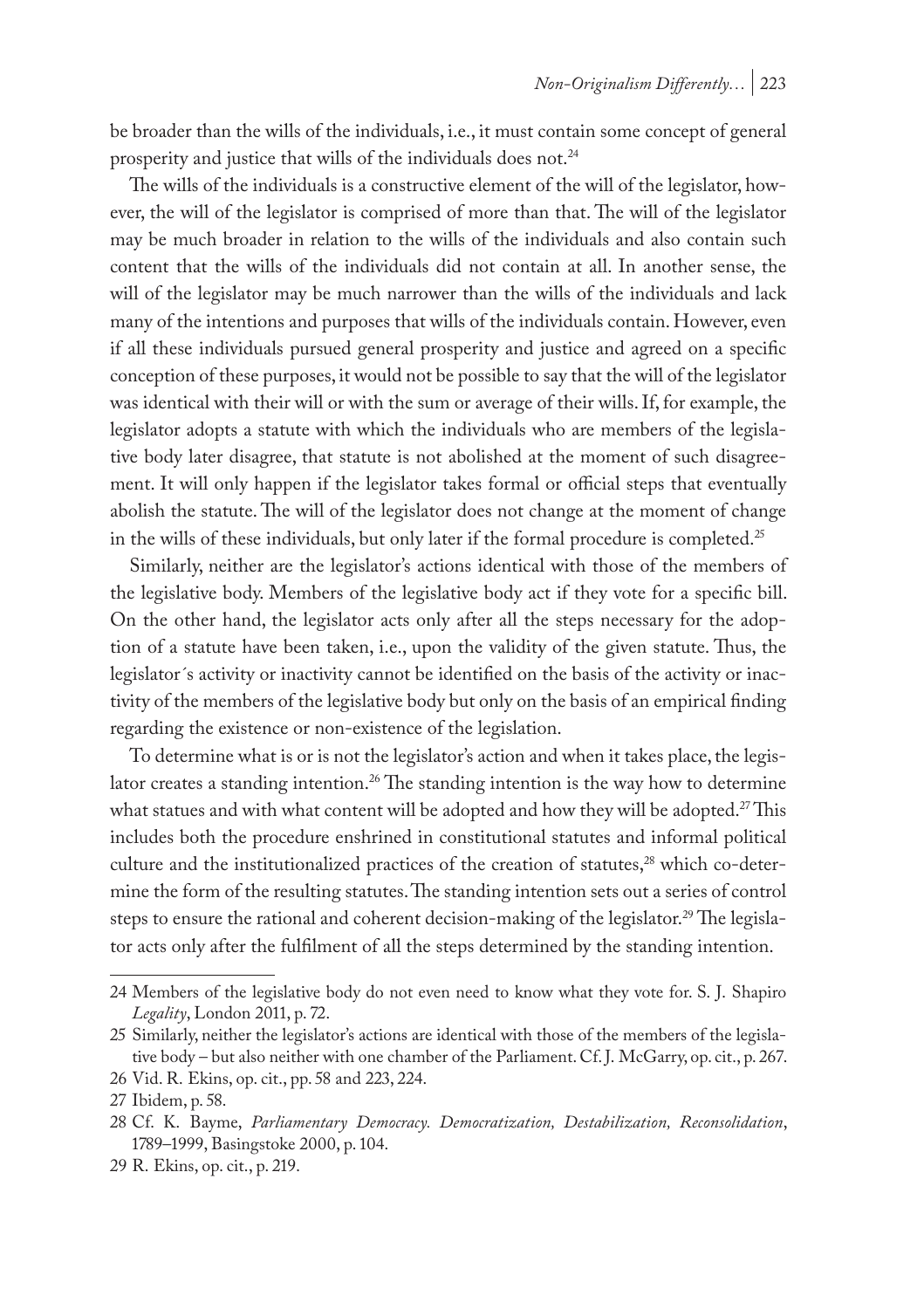be broader than the wills of the individuals, i.e., it must contain some concept of general prosperity and justice that wills of the individuals does not.[24]

The wills of the individuals is a constructive element of the will of the legislator, however, the will of the legislator is comprised of more than that. The will of the legislator may be much broader in relation to the wills of the individuals and also contain such content that the wills of the individuals did not contain at all. In another sense, the will of the legislator may be much narrower than the wills of the individuals and lack many of the intentions and purposes that wills of the individuals contain. However, even if all these individuals pursued general prosperity and justice and agreed on a specific conception of these purposes, it would not be possible to say that the will of the legislator was identical with their will or with the sum or average of their wills. If, for example, the legislator adopts a statute with which the individuals who are members of the legislative body later disagree, that statute is not abolished at the moment of such disagreement. It will only happen if the legislator takes formal or official steps that eventually abolish the statute. The will of the legislator does not change at the moment of change in the wills of these individuals, but only later if the formal procedure is completed.[25]

Similarly, neither are the legislator's actions identical with those of the members of the legislative body. Members of the legislative body act if they vote for a specific bill. On the other hand, the legislator acts only after all the steps necessary for the adoption of a statute have been taken, i.e., upon the validity of the given statute. Thus, the legislator´s activity or inactivity cannot be identified on the basis of the activity or inactivity of the members of the legislative body but only on the basis of an empirical finding regarding the existence or non-existence of the legislation.

To determine what is or is not the legislator's action and when it takes place, the legislator creates a standing intention.[26] The standing intention is the way how to determine what statues and with what content will be adopted and how they will be adopted.[27] This includes both the procedure enshrined in constitutional statutes and informal political culture and the institutionalized practices of the creation of statutes,[28] which co-determine the form of the resulting statutes. The standing intention sets out a series of control steps to ensure the rational and coherent decision-making of the legislator.[29] The legislator acts only after the fulfilment of all the steps determined by the standing intention.

---

24 Members of the legislative body do not even need to know what they vote for. S. J. Shapiro *Legality*, London 2011, p. 72.

25 Similarly, neither the legislator's actions are identical with those of the members of the legislative body – but also neither with one chamber of the Parliament. Cf. J. McGarry, op. cit., p. 267.

26 Vid. R. Ekins, op. cit., pp. 58 and 223, 224.

27 Ibidem, p. 58.

28 Cf. K. Bayme, *Parliamentary Democracy. Democratization, Destabilization, Reconsolidation*, 1789–1999, Basingstoke 2000, p. 104.

29 R. Ekins, op. cit., p. 219.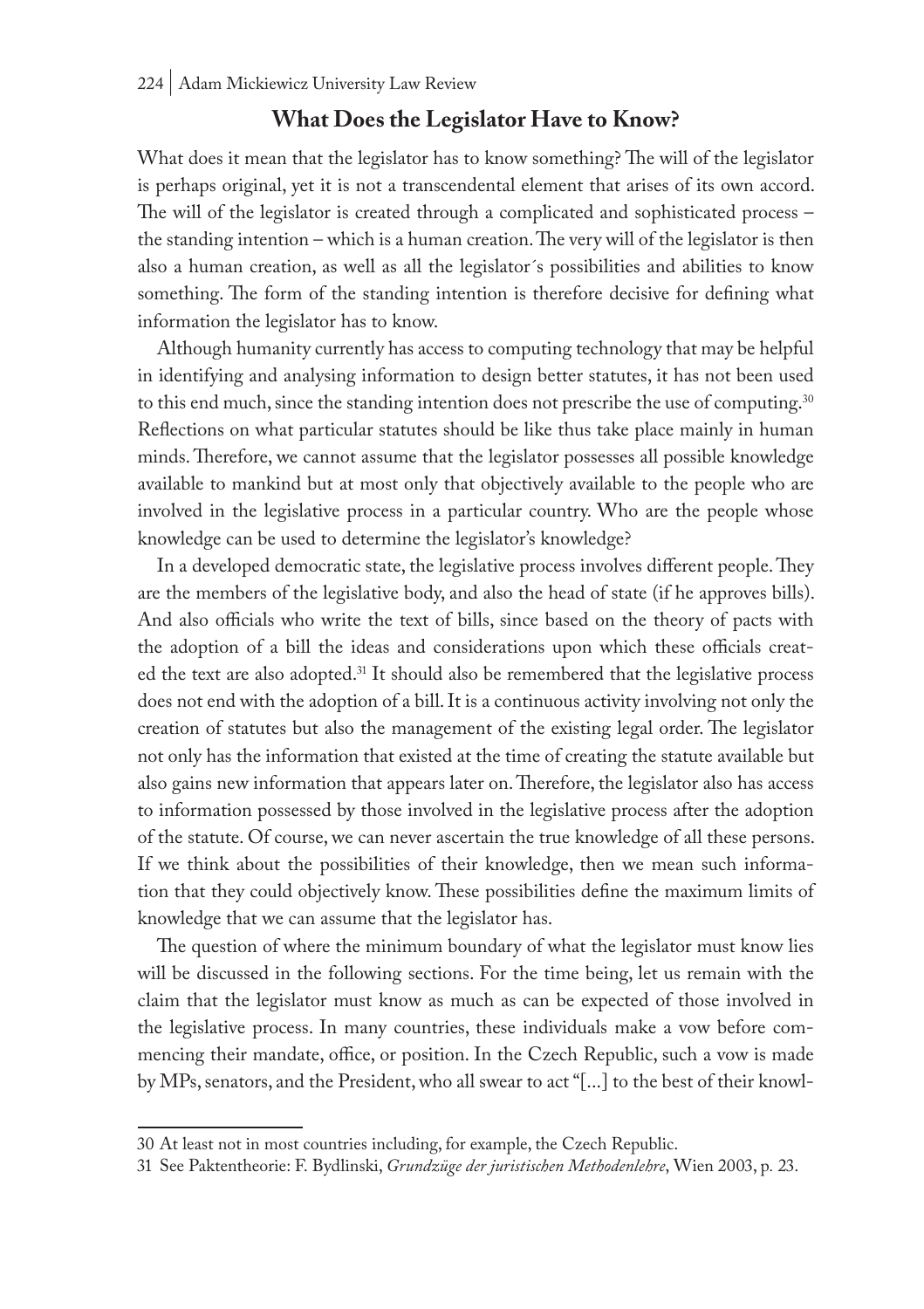## What Does the Legislator Have to Know?

What does it mean that the legislator has to know something? The will of the legislator is perhaps original, yet it is not a transcendental element that arises of its own accord. The will of the legislator is created through a complicated and sophisticated process – the standing intention – which is a human creation. The very will of the legislator is then also a human creation, as well as all the legislator´s possibilities and abilities to know something. The form of the standing intention is therefore decisive for defining what information the legislator has to know.

Although humanity currently has access to computing technology that may be helpful in identifying and analysing information to design better statutes, it has not been used to this end much, since the standing intention does not prescribe the use of computing.[30] Reflections on what particular statutes should be like thus take place mainly in human minds. Therefore, we cannot assume that the legislator possesses all possible knowledge available to mankind but at most only that objectively available to the people who are involved in the legislative process in a particular country. Who are the people whose knowledge can be used to determine the legislator's knowledge?

In a developed democratic state, the legislative process involves different people. They are the members of the legislative body, and also the head of state (if he approves bills). And also officials who write the text of bills, since based on the theory of pacts with the adoption of a bill the ideas and considerations upon which these officials created the text are also adopted.[31] It should also be remembered that the legislative process does not end with the adoption of a bill. It is a continuous activity involving not only the creation of statutes but also the management of the existing legal order. The legislator not only has the information that existed at the time of creating the statute available but also gains new information that appears later on. Therefore, the legislator also has access to information possessed by those involved in the legislative process after the adoption of the statute. Of course, we can never ascertain the true knowledge of all these persons. If we think about the possibilities of their knowledge, then we mean such information that they could objectively know. These possibilities define the maximum limits of knowledge that we can assume that the legislator has.

The question of where the minimum boundary of what the legislator must know lies will be discussed in the following sections. For the time being, let us remain with the claim that the legislator must know as much as can be expected of those involved in the legislative process. In many countries, these individuals make a vow before commencing their mandate, office, or position. In the Czech Republic, such a vow is made by MPs, senators, and the President, who all swear to act "[...] to the best of their knowl-

---

30 At least not in most countries including, for example, the Czech Republic.

31 See Paktentheorie: F. Bydlinski, *Grundzüge der juristischen Methodenlehre*, Wien 2003, p. 23.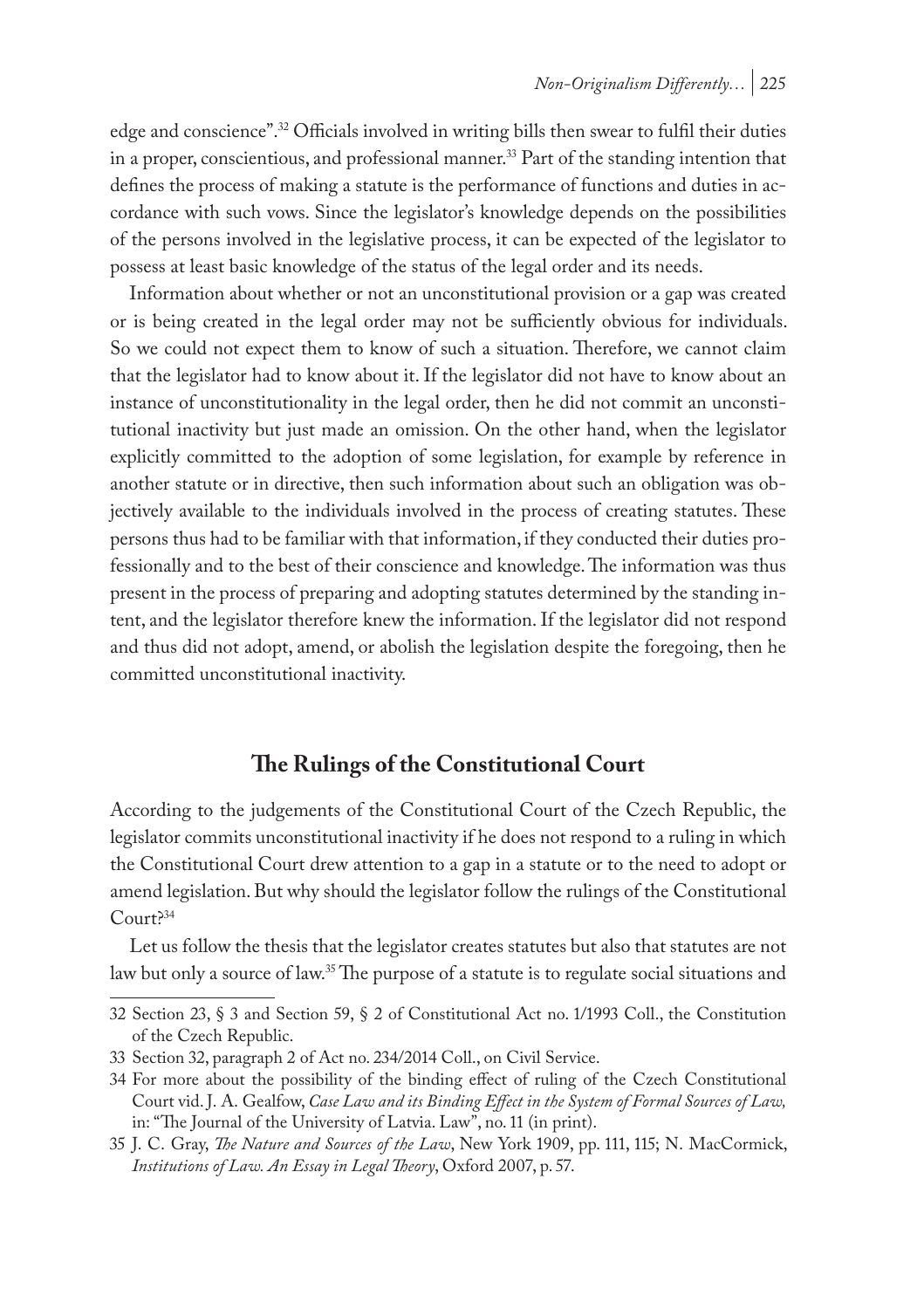edge and conscience".[32] Officials involved in writing bills then swear to fulfil their duties in a proper, conscientious, and professional manner.[33] Part of the standing intention that defines the process of making a statute is the performance of functions and duties in accordance with such vows. Since the legislator's knowledge depends on the possibilities of the persons involved in the legislative process, it can be expected of the legislator to possess at least basic knowledge of the status of the legal order and its needs.

Information about whether or not an unconstitutional provision or a gap was created or is being created in the legal order may not be sufficiently obvious for individuals. So we could not expect them to know of such a situation. Therefore, we cannot claim that the legislator had to know about it. If the legislator did not have to know about an instance of unconstitutionality in the legal order, then he did not commit an unconstitutional inactivity but just made an omission. On the other hand, when the legislator explicitly committed to the adoption of some legislation, for example by reference in another statute or in directive, then such information about such an obligation was objectively available to the individuals involved in the process of creating statutes. These persons thus had to be familiar with that information, if they conducted their duties professionally and to the best of their conscience and knowledge. The information was thus present in the process of preparing and adopting statutes determined by the standing intent, and the legislator therefore knew the information. If the legislator did not respond and thus did not adopt, amend, or abolish the legislation despite the foregoing, then he committed unconstitutional inactivity.

## The Rulings of the Constitutional Court

According to the judgements of the Constitutional Court of the Czech Republic, the legislator commits unconstitutional inactivity if he does not respond to a ruling in which the Constitutional Court drew attention to a gap in a statute or to the need to adopt or amend legislation. But why should the legislator follow the rulings of the Constitutional Court?[34]

Let us follow the thesis that the legislator creates statutes but also that statutes are not law but only a source of law.[35] The purpose of a statute is to regulate social situations and

---

32 Section 23, § 3 and Section 59, § 2 of Constitutional Act no. 1/1993 Coll., the Constitution of the Czech Republic.

33 Section 32, paragraph 2 of Act no. 234/2014 Coll., on Civil Service.

34 For more about the possibility of the binding effect of ruling of the Czech Constitutional Court vid. J. A. Gealfow, *Case Law and its Binding Effect in the System of Formal Sources of Law,* in: "The Journal of the University of Latvia. Law", no. 11 (in print).

35 J. C. Gray, *The Nature and Sources of the Law*, New York 1909, pp. 111, 115; N. MacCormick, *Institutions of Law. An Essay in Legal Theory*, Oxford 2007, p. 57.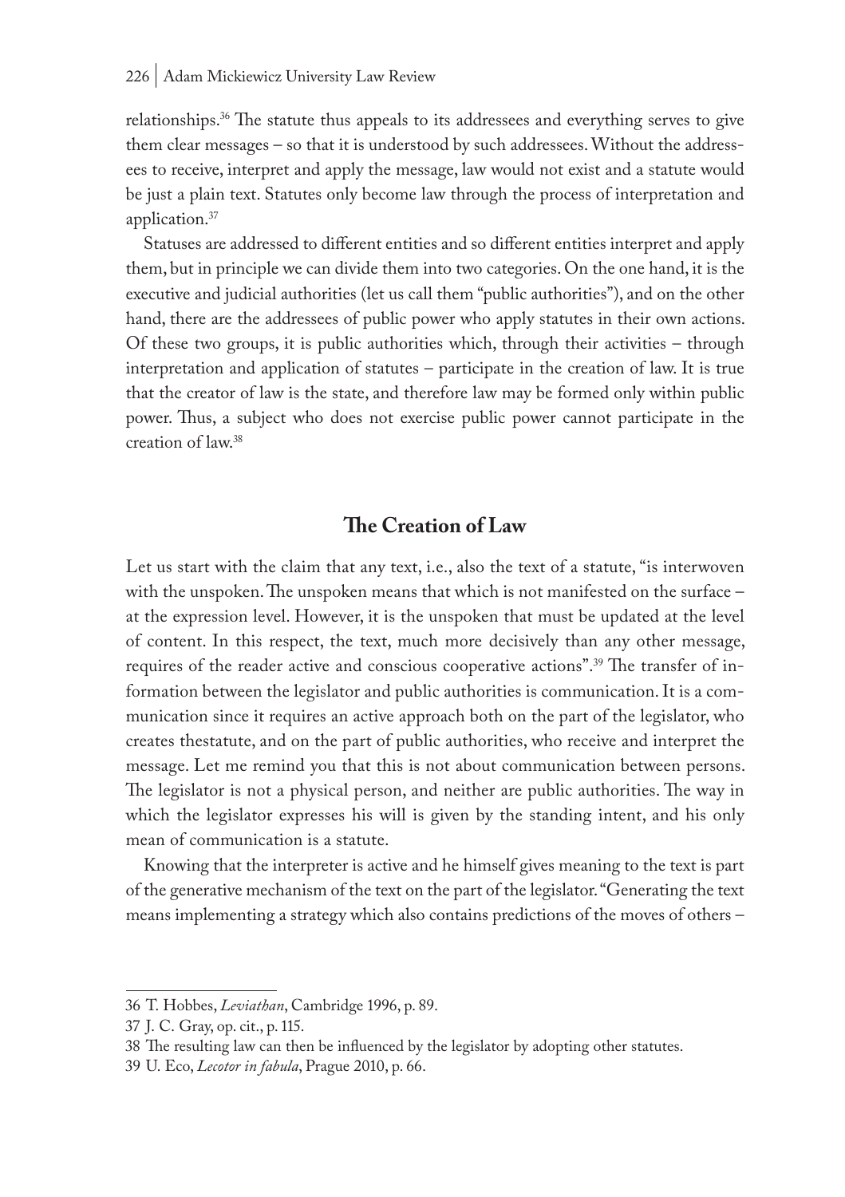relationships.[36] The statute thus appeals to its addressees and everything serves to give them clear messages – so that it is understood by such addressees. Without the addressees to receive, interpret and apply the message, law would not exist and a statute would be just a plain text. Statutes only become law through the process of interpretation and application.[37]

Statuses are addressed to different entities and so different entities interpret and apply them, but in principle we can divide them into two categories. On the one hand, it is the executive and judicial authorities (let us call them "public authorities"), and on the other hand, there are the addressees of public power who apply statutes in their own actions. Of these two groups, it is public authorities which, through their activities – through interpretation and application of statutes – participate in the creation of law. It is true that the creator of law is the state, and therefore law may be formed only within public power. Thus, a subject who does not exercise public power cannot participate in the creation of law.[38]

## The Creation of Law

Let us start with the claim that any text, i.e., also the text of a statute, "is interwoven with the unspoken. The unspoken means that which is not manifested on the surface – at the expression level. However, it is the unspoken that must be updated at the level of content. In this respect, the text, much more decisively than any other message, requires of the reader active and conscious cooperative actions".[39] The transfer of information between the legislator and public authorities is communication. It is a communication since it requires an active approach both on the part of the legislator, who creates thestatute, and on the part of public authorities, who receive and interpret the message. Let me remind you that this is not about communication between persons. The legislator is not a physical person, and neither are public authorities. The way in which the legislator expresses his will is given by the standing intent, and his only mean of communication is a statute.

Knowing that the interpreter is active and he himself gives meaning to the text is part of the generative mechanism of the text on the part of the legislator. "Generating the text means implementing a strategy which also contains predictions of the moves of others –

36 T. Hobbes, *Leviathan*, Cambridge 1996, p. 89.

37 J. C. Gray, op. cit., p. 115.

38 The resulting law can then be influenced by the legislator by adopting other statutes.

39 U. Eco, *Lecotor in fabula*, Prague 2010, p. 66.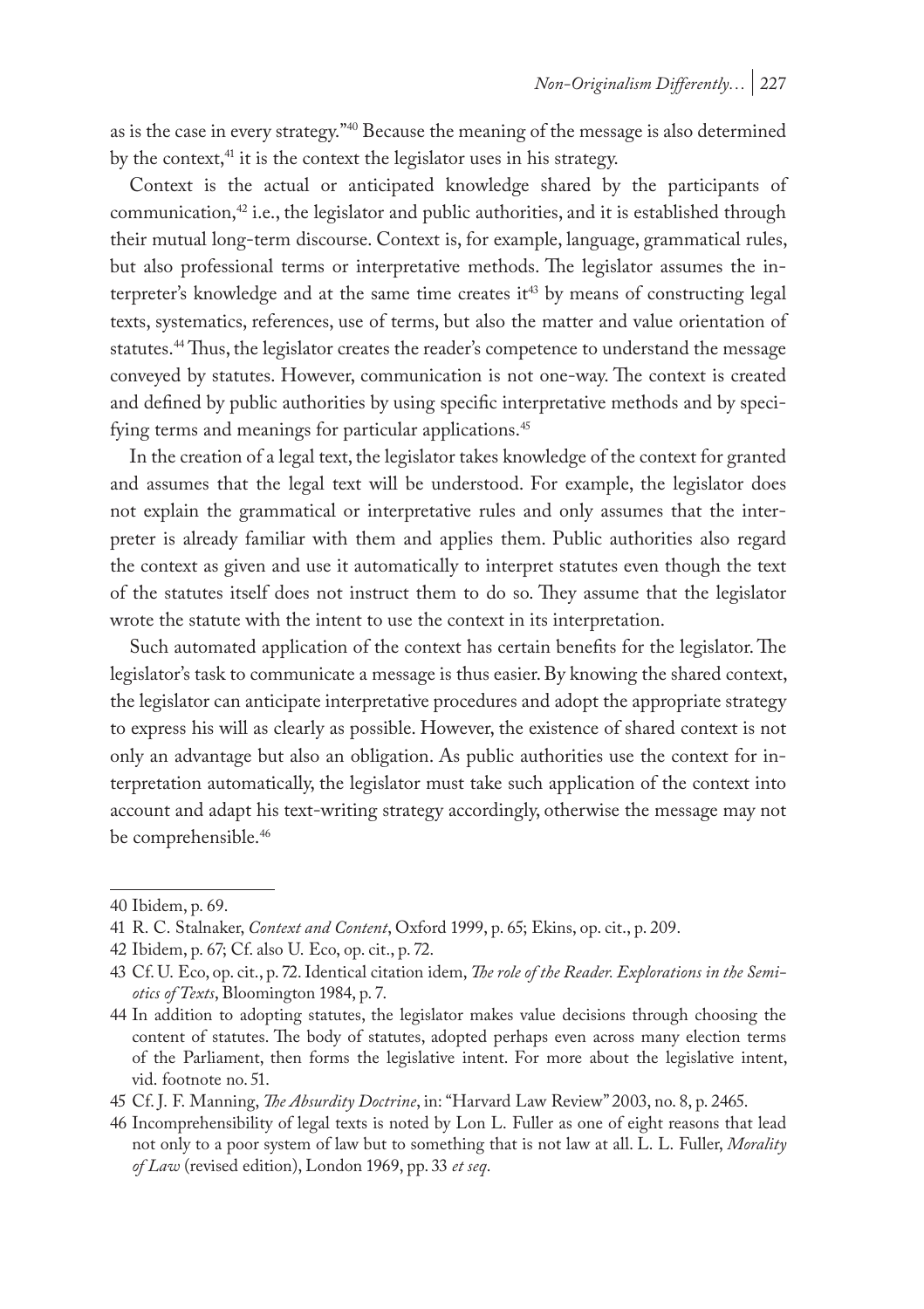as is the case in every strategy."[40] Because the meaning of the message is also determined by the context,[41] it is the context the legislator uses in his strategy.

Context is the actual or anticipated knowledge shared by the participants of communication,[42] i.e., the legislator and public authorities, and it is established through their mutual long-term discourse. Context is, for example, language, grammatical rules, but also professional terms or interpretative methods. The legislator assumes the interpreter's knowledge and at the same time creates it[43] by means of constructing legal texts, systematics, references, use of terms, but also the matter and value orientation of statutes.[44] Thus, the legislator creates the reader's competence to understand the message conveyed by statutes. However, communication is not one-way. The context is created and defined by public authorities by using specific interpretative methods and by specifying terms and meanings for particular applications.[45]

In the creation of a legal text, the legislator takes knowledge of the context for granted and assumes that the legal text will be understood. For example, the legislator does not explain the grammatical or interpretative rules and only assumes that the interpreter is already familiar with them and applies them. Public authorities also regard the context as given and use it automatically to interpret statutes even though the text of the statutes itself does not instruct them to do so. They assume that the legislator wrote the statute with the intent to use the context in its interpretation.

Such automated application of the context has certain benefits for the legislator. The legislator's task to communicate a message is thus easier. By knowing the shared context, the legislator can anticipate interpretative procedures and adopt the appropriate strategy to express his will as clearly as possible. However, the existence of shared context is not only an advantage but also an obligation. As public authorities use the context for interpretation automatically, the legislator must take such application of the context into account and adapt his text-writing strategy accordingly, otherwise the message may not be comprehensible.[46]

---

40 Ibidem, p. 69.

41 R. C. Stalnaker, *Context and Content*, Oxford 1999, p. 65; Ekins, op. cit., p. 209.

42 Ibidem, p. 67; Cf. also U. Eco, op. cit., p. 72.

43 Cf. U. Eco, op. cit., p. 72. Identical citation idem, *The role of the Reader. Explorations in the Semiotics of Texts*, Bloomington 1984, p. 7.

44 In addition to adopting statutes, the legislator makes value decisions through choosing the content of statutes. The body of statutes, adopted perhaps even across many election terms of the Parliament, then forms the legislative intent. For more about the legislative intent, vid. footnote no. 51.

45 Cf. J. F. Manning, *The Absurdity Doctrine*, in: "Harvard Law Review" 2003, no. 8, p. 2465.

46 Incomprehensibility of legal texts is noted by Lon L. Fuller as one of eight reasons that lead not only to a poor system of law but to something that is not law at all. L. L. Fuller, *Morality of Law* (revised edition), London 1969, pp. 33 *et seq*.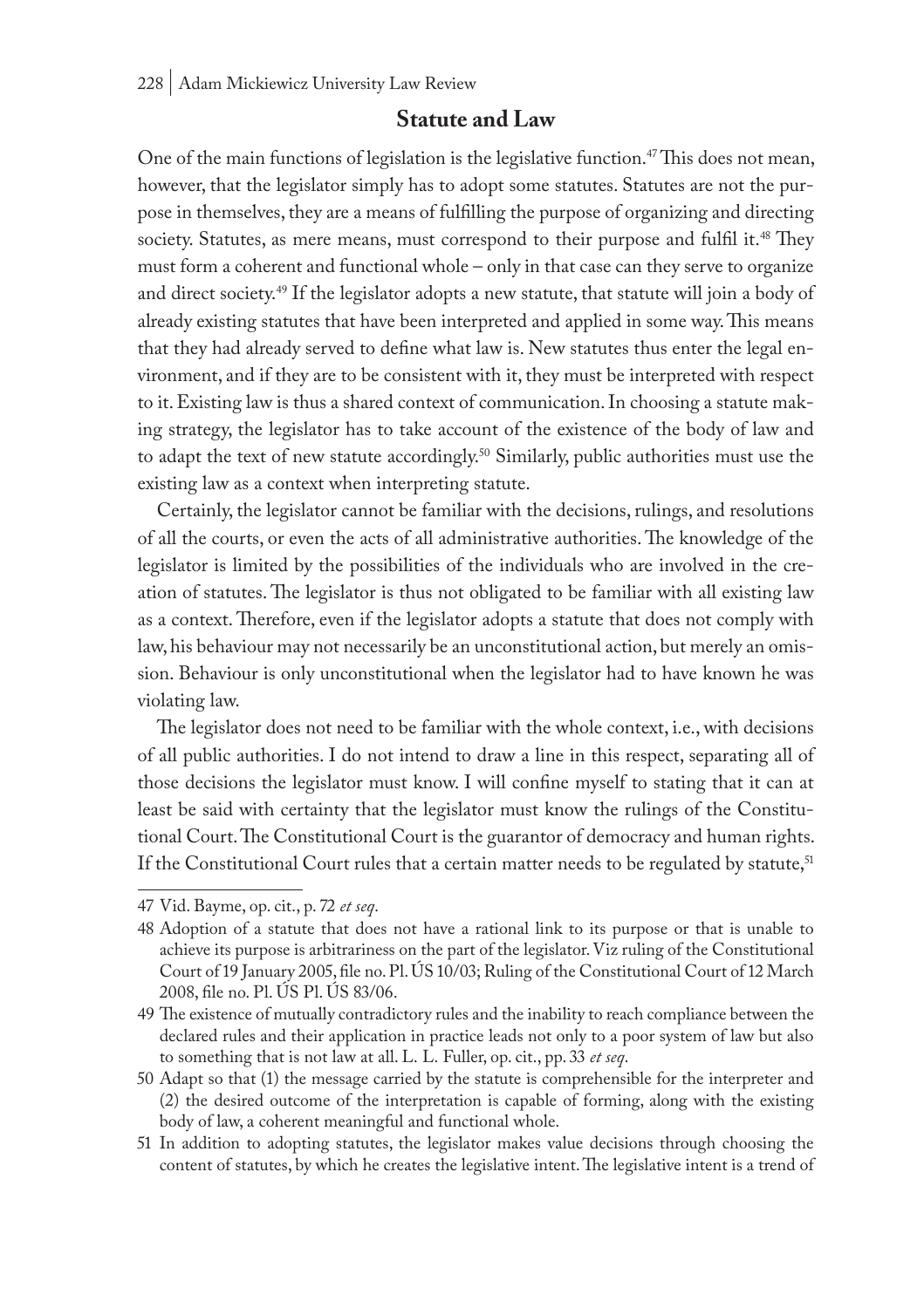## Statute and Law

One of the main functions of legislation is the legislative function.[47] This does not mean, however, that the legislator simply has to adopt some statutes. Statutes are not the purpose in themselves, they are a means of fulfilling the purpose of organizing and directing society. Statutes, as mere means, must correspond to their purpose and fulfil it.[48] They must form a coherent and functional whole – only in that case can they serve to organize and direct society.[49] If the legislator adopts a new statute, that statute will join a body of already existing statutes that have been interpreted and applied in some way. This means that they had already served to define what law is. New statutes thus enter the legal environment, and if they are to be consistent with it, they must be interpreted with respect to it. Existing law is thus a shared context of communication. In choosing a statute making strategy, the legislator has to take account of the existence of the body of law and to adapt the text of new statute accordingly.[50] Similarly, public authorities must use the existing law as a context when interpreting statute.

Certainly, the legislator cannot be familiar with the decisions, rulings, and resolutions of all the courts, or even the acts of all administrative authorities. The knowledge of the legislator is limited by the possibilities of the individuals who are involved in the creation of statutes. The legislator is thus not obligated to be familiar with all existing law as a context. Therefore, even if the legislator adopts a statute that does not comply with law, his behaviour may not necessarily be an unconstitutional action, but merely an omission. Behaviour is only unconstitutional when the legislator had to have known he was violating law.

The legislator does not need to be familiar with the whole context, i.e., with decisions of all public authorities. I do not intend to draw a line in this respect, separating all of those decisions the legislator must know. I will confine myself to stating that it can at least be said with certainty that the legislator must know the rulings of the Constitutional Court. The Constitutional Court is the guarantor of democracy and human rights. If the Constitutional Court rules that a certain matter needs to be regulated by statute,[51]

---

47 Vid. Bayme, op. cit., p. 72 *et seq*.

48 Adoption of a statute that does not have a rational link to its purpose or that is unable to achieve its purpose is arbitrariness on the part of the legislator. Viz ruling of the Constitutional Court of 19 January 2005, file no. Pl. ÚS 10/03; Ruling of the Constitutional Court of 12 March 2008, file no. Pl. ÚS Pl. ÚS 83/06.

49 The existence of mutually contradictory rules and the inability to reach compliance between the declared rules and their application in practice leads not only to a poor system of law but also to something that is not law at all. L. L. Fuller, op. cit., pp. 33 *et seq*.

50 Adapt so that (1) the message carried by the statute is comprehensible for the interpreter and (2) the desired outcome of the interpretation is capable of forming, along with the existing body of law, a coherent meaningful and functional whole.

51 In addition to adopting statutes, the legislator makes value decisions through choosing the content of statutes, by which he creates the legislative intent. The legislative intent is a trend of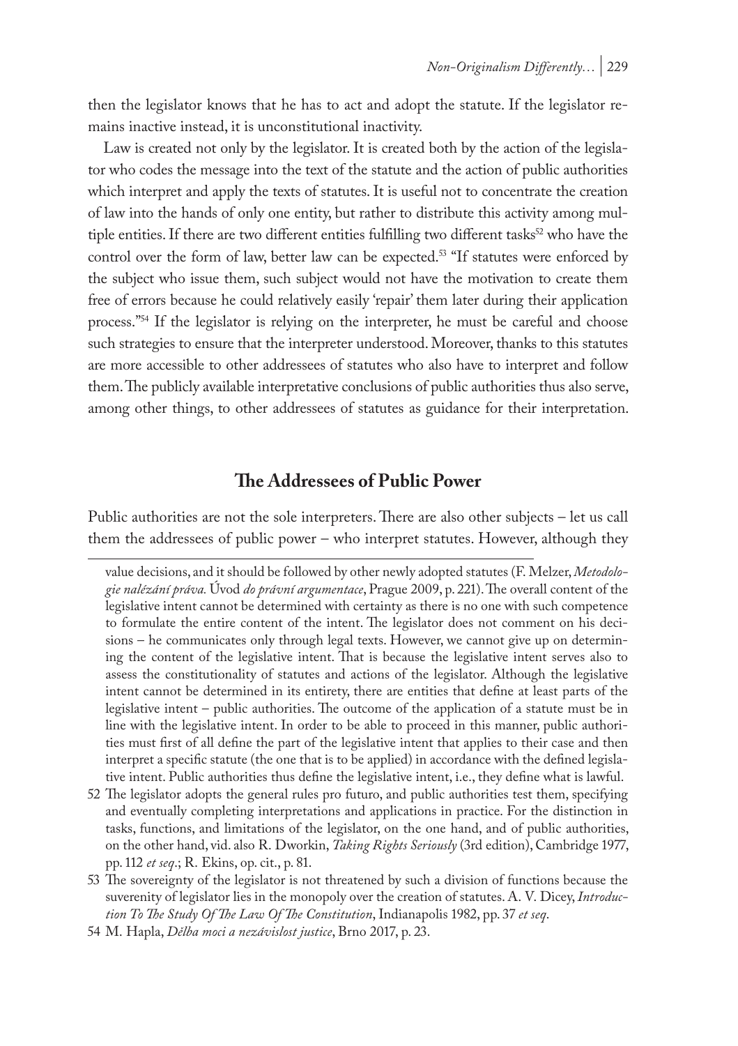then the legislator knows that he has to act and adopt the statute. If the legislator remains inactive instead, it is unconstitutional inactivity.

Law is created not only by the legislator. It is created both by the action of the legislator who codes the message into the text of the statute and the action of public authorities which interpret and apply the texts of statutes. It is useful not to concentrate the creation of law into the hands of only one entity, but rather to distribute this activity among multiple entities. If there are two different entities fulfilling two different tasks[52] who have the control over the form of law, better law can be expected.[53] "If statutes were enforced by the subject who issue them, such subject would not have the motivation to create them free of errors because he could relatively easily 'repair' them later during their application process."[54] If the legislator is relying on the interpreter, he must be careful and choose such strategies to ensure that the interpreter understood. Moreover, thanks to this statutes are more accessible to other addressees of statutes who also have to interpret and follow them. The publicly available interpretative conclusions of public authorities thus also serve, among other things, to other addressees of statutes as guidance for their interpretation.

## The Addressees of Public Power

Public authorities are not the sole interpreters. There are also other subjects – let us call them the addressees of public power – who interpret statutes. However, although they

---

value decisions, and it should be followed by other newly adopted statutes (F. Melzer, *Metodologie nalézání práva.* Úvod *do právní argumentace*, Prague 2009, p. 221). The overall content of the legislative intent cannot be determined with certainty as there is no one with such competence to formulate the entire content of the intent. The legislator does not comment on his decisions – he communicates only through legal texts. However, we cannot give up on determining the content of the legislative intent. That is because the legislative intent serves also to assess the constitutionality of statutes and actions of the legislator. Although the legislative intent cannot be determined in its entirety, there are entities that define at least parts of the legislative intent – public authorities. The outcome of the application of a statute must be in line with the legislative intent. In order to be able to proceed in this manner, public authorities must first of all define the part of the legislative intent that applies to their case and then interpret a specific statute (the one that is to be applied) in accordance with the defined legislative intent. Public authorities thus define the legislative intent, i.e., they define what is lawful.

52 The legislator adopts the general rules pro futuro, and public authorities test them, specifying and eventually completing interpretations and applications in practice. For the distinction in tasks, functions, and limitations of the legislator, on the one hand, and of public authorities, on the other hand, vid. also R. Dworkin, *Taking Rights Seriously* (3rd edition), Cambridge 1977, pp. 112 *et seq*.; R. Ekins, op. cit., p. 81.

53 The sovereignty of the legislator is not threatened by such a division of functions because the suverenity of legislator lies in the monopoly over the creation of statutes. A. V. Dicey, *Introduction To The Study Of The Law Of The Constitution*, Indianapolis 1982, pp. 37 *et seq*.

54 M. Hapla, *Dělba moci a nezávislost justice*, Brno 2017, p. 23.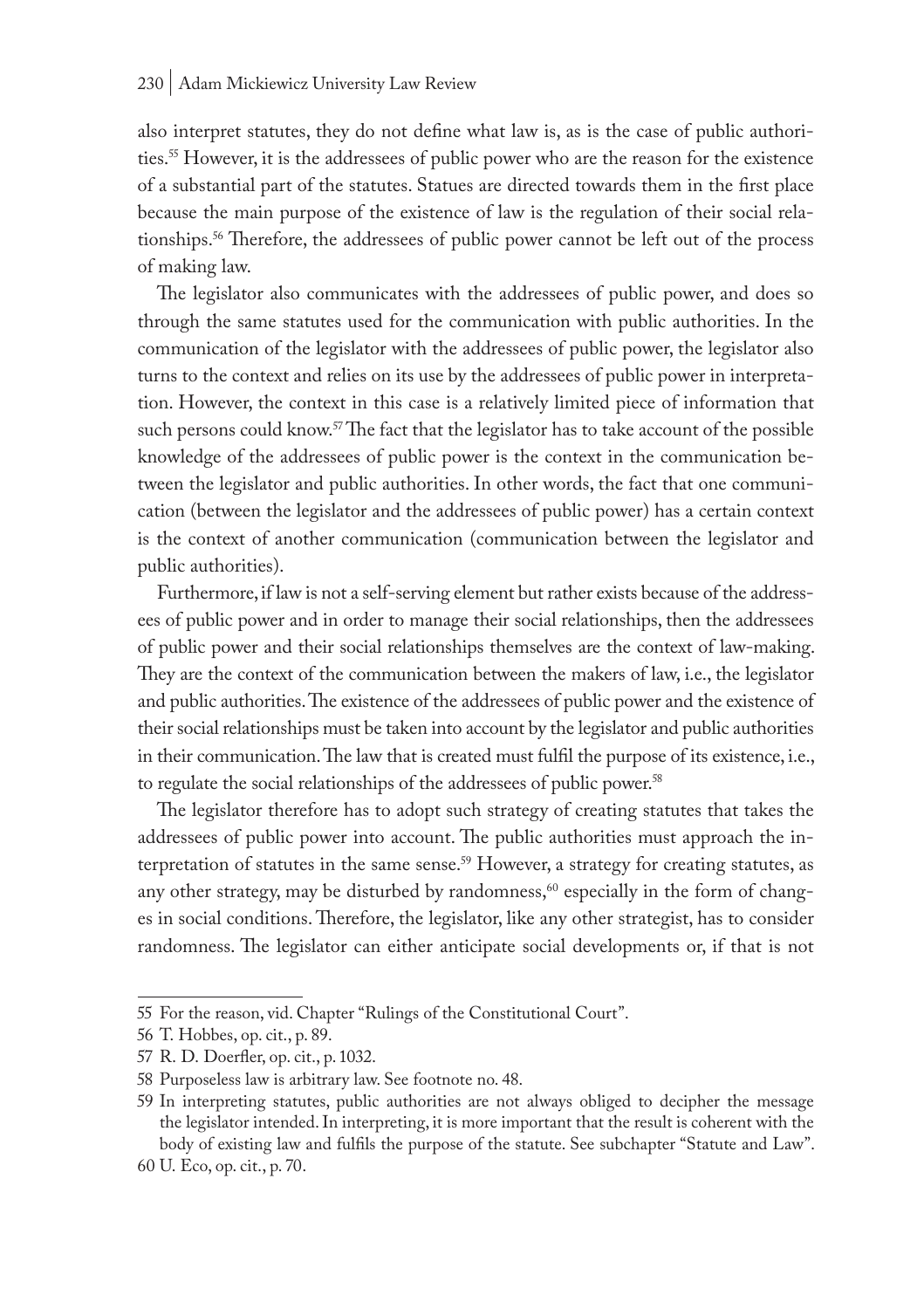also interpret statutes, they do not define what law is, as is the case of public authorities.[55] However, it is the addressees of public power who are the reason for the existence of a substantial part of the statutes. Statues are directed towards them in the first place because the main purpose of the existence of law is the regulation of their social relationships.[56] Therefore, the addressees of public power cannot be left out of the process of making law.

The legislator also communicates with the addressees of public power, and does so through the same statutes used for the communication with public authorities. In the communication of the legislator with the addressees of public power, the legislator also turns to the context and relies on its use by the addressees of public power in interpretation. However, the context in this case is a relatively limited piece of information that such persons could know.[57] The fact that the legislator has to take account of the possible knowledge of the addressees of public power is the context in the communication between the legislator and public authorities. In other words, the fact that one communication (between the legislator and the addressees of public power) has a certain context is the context of another communication (communication between the legislator and public authorities).

Furthermore, if law is not a self-serving element but rather exists because of the addressees of public power and in order to manage their social relationships, then the addressees of public power and their social relationships themselves are the context of law-making. They are the context of the communication between the makers of law, i.e., the legislator and public authorities. The existence of the addressees of public power and the existence of their social relationships must be taken into account by the legislator and public authorities in their communication. The law that is created must fulfil the purpose of its existence, i.e., to regulate the social relationships of the addressees of public power.[58]

The legislator therefore has to adopt such strategy of creating statutes that takes the addressees of public power into account. The public authorities must approach the interpretation of statutes in the same sense.[59] However, a strategy for creating statutes, as any other strategy, may be disturbed by randomness,[60] especially in the form of changes in social conditions. Therefore, the legislator, like any other strategist, has to consider randomness. The legislator can either anticipate social developments or, if that is not

---

55 For the reason, vid. Chapter "Rulings of the Constitutional Court".

56 T. Hobbes, op. cit., p. 89.

57 R. D. Doerfler, op. cit., p. 1032.

58 Purposeless law is arbitrary law. See footnote no. 48.

59 In interpreting statutes, public authorities are not always obliged to decipher the message the legislator intended. In interpreting, it is more important that the result is coherent with the body of existing law and fulfils the purpose of the statute. See subchapter "Statute and Law".

60 U. Eco, op. cit., p. 70.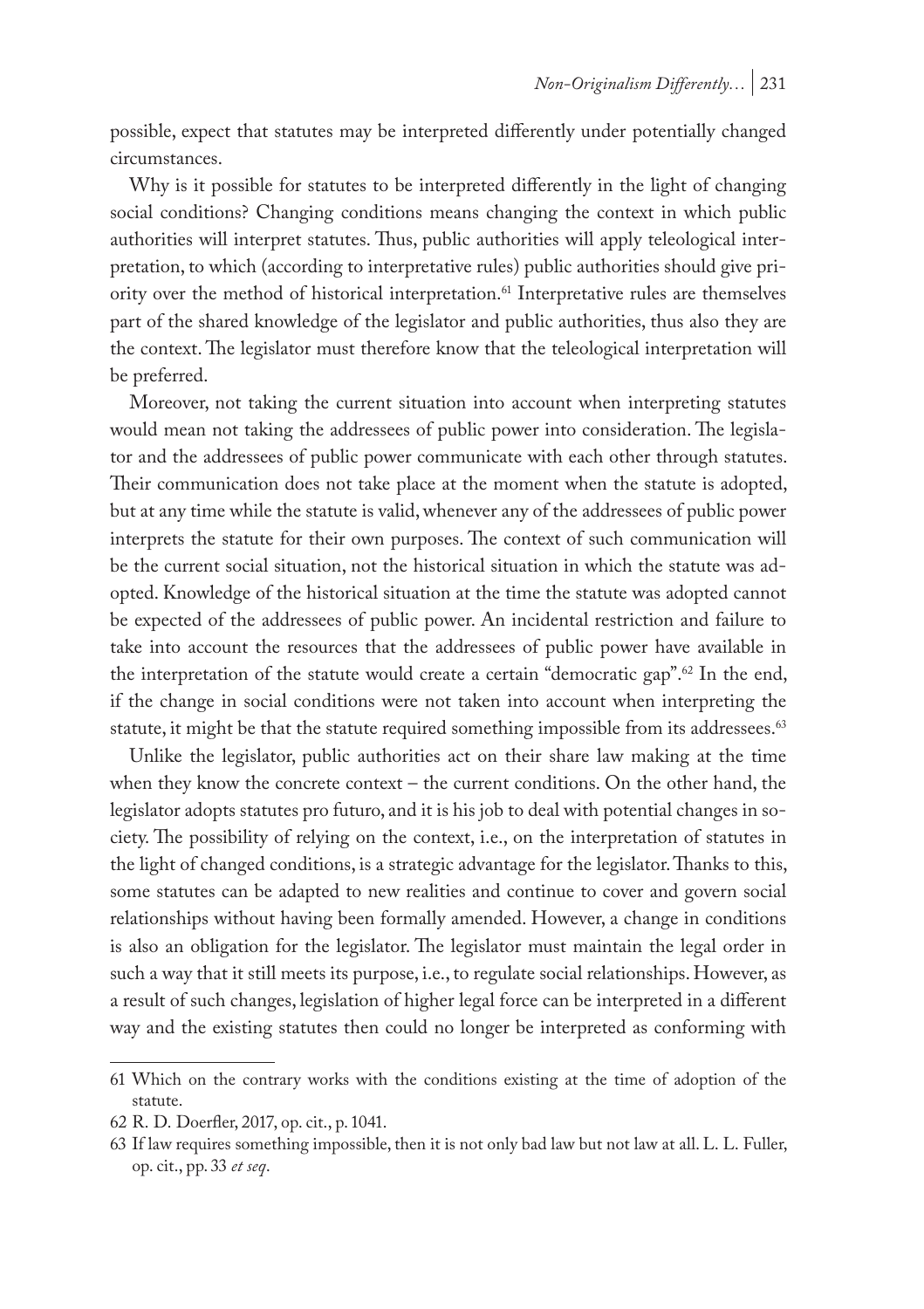possible, expect that statutes may be interpreted differently under potentially changed circumstances.

Why is it possible for statutes to be interpreted differently in the light of changing social conditions? Changing conditions means changing the context in which public authorities will interpret statutes. Thus, public authorities will apply teleological interpretation, to which (according to interpretative rules) public authorities should give priority over the method of historical interpretation.[61] Interpretative rules are themselves part of the shared knowledge of the legislator and public authorities, thus also they are the context. The legislator must therefore know that the teleological interpretation will be preferred.

Moreover, not taking the current situation into account when interpreting statutes would mean not taking the addressees of public power into consideration. The legislator and the addressees of public power communicate with each other through statutes. Their communication does not take place at the moment when the statute is adopted, but at any time while the statute is valid, whenever any of the addressees of public power interprets the statute for their own purposes. The context of such communication will be the current social situation, not the historical situation in which the statute was adopted. Knowledge of the historical situation at the time the statute was adopted cannot be expected of the addressees of public power. An incidental restriction and failure to take into account the resources that the addressees of public power have available in the interpretation of the statute would create a certain "democratic gap".[62] In the end, if the change in social conditions were not taken into account when interpreting the statute, it might be that the statute required something impossible from its addressees.[63]

Unlike the legislator, public authorities act on their share law making at the time when they know the concrete context – the current conditions. On the other hand, the legislator adopts statutes pro futuro, and it is his job to deal with potential changes in society. The possibility of relying on the context, i.e., on the interpretation of statutes in the light of changed conditions, is a strategic advantage for the legislator. Thanks to this, some statutes can be adapted to new realities and continue to cover and govern social relationships without having been formally amended. However, a change in conditions is also an obligation for the legislator. The legislator must maintain the legal order in such a way that it still meets its purpose, i.e., to regulate social relationships. However, as a result of such changes, legislation of higher legal force can be interpreted in a different way and the existing statutes then could no longer be interpreted as conforming with

---

61 Which on the contrary works with the conditions existing at the time of adoption of the statute.

62 R. D. Doerfler, 2017, op. cit., p. 1041.

63 If law requires something impossible, then it is not only bad law but not law at all. L. L. Fuller, op. cit., pp. 33 *et seq*.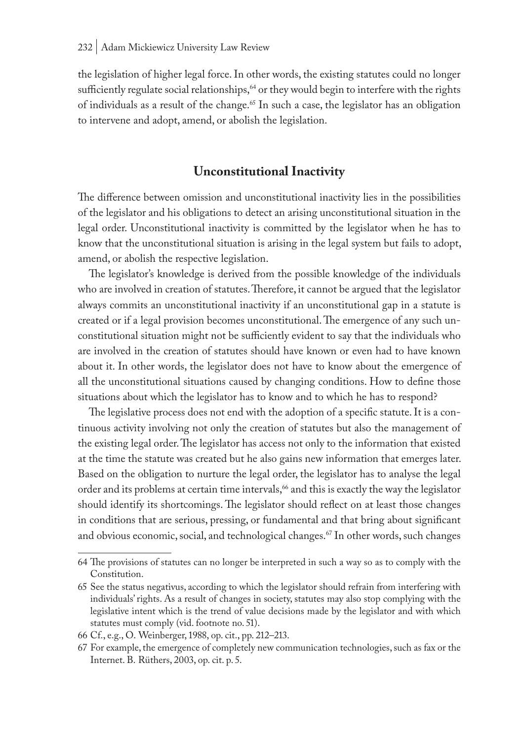the legislation of higher legal force. In other words, the existing statutes could no longer sufficiently regulate social relationships,[64] or they would begin to interfere with the rights of individuals as a result of the change.[65] In such a case, the legislator has an obligation to intervene and adopt, amend, or abolish the legislation.

## Unconstitutional Inactivity

The difference between omission and unconstitutional inactivity lies in the possibilities of the legislator and his obligations to detect an arising unconstitutional situation in the legal order. Unconstitutional inactivity is committed by the legislator when he has to know that the unconstitutional situation is arising in the legal system but fails to adopt, amend, or abolish the respective legislation.

The legislator's knowledge is derived from the possible knowledge of the individuals who are involved in creation of statutes. Therefore, it cannot be argued that the legislator always commits an unconstitutional inactivity if an unconstitutional gap in a statute is created or if a legal provision becomes unconstitutional. The emergence of any such unconstitutional situation might not be sufficiently evident to say that the individuals who are involved in the creation of statutes should have known or even had to have known about it. In other words, the legislator does not have to know about the emergence of all the unconstitutional situations caused by changing conditions. How to define those situations about which the legislator has to know and to which he has to respond?

The legislative process does not end with the adoption of a specific statute. It is a continuous activity involving not only the creation of statutes but also the management of the existing legal order. The legislator has access not only to the information that existed at the time the statute was created but he also gains new information that emerges later. Based on the obligation to nurture the legal order, the legislator has to analyse the legal order and its problems at certain time intervals,[66] and this is exactly the way the legislator should identify its shortcomings. The legislator should reflect on at least those changes in conditions that are serious, pressing, or fundamental and that bring about significant and obvious economic, social, and technological changes.[67] In other words, such changes

---

64 The provisions of statutes can no longer be interpreted in such a way so as to comply with the Constitution.

65 See the status negativus, according to which the legislator should refrain from interfering with individuals' rights. As a result of changes in society, statutes may also stop complying with the legislative intent which is the trend of value decisions made by the legislator and with which statutes must comply (vid. footnote no. 51).

66 Cf., e.g., O. Weinberger, 1988, op. cit., pp. 212–213.

67 For example, the emergence of completely new communication technologies, such as fax or the Internet. B. Rüthers, 2003, op. cit. p. 5.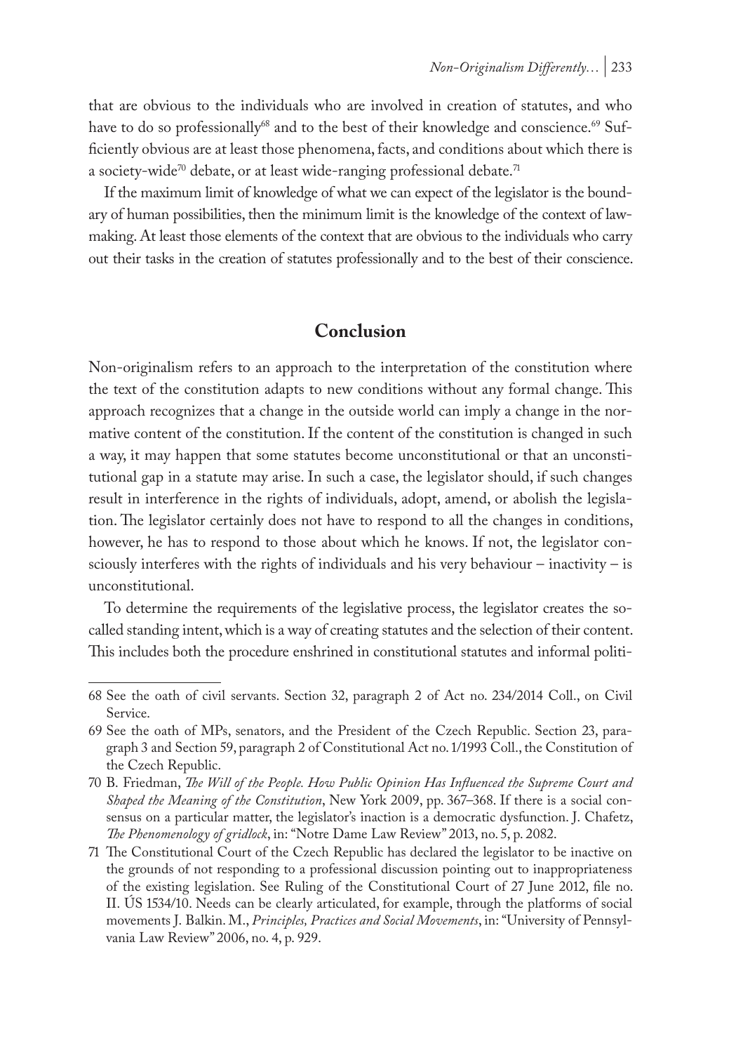that are obvious to the individuals who are involved in creation of statutes, and who have to do so professionally[68] and to the best of their knowledge and conscience.[69] Sufficiently obvious are at least those phenomena, facts, and conditions about which there is a society-wide[70] debate, or at least wide-ranging professional debate.[71]

If the maximum limit of knowledge of what we can expect of the legislator is the boundary of human possibilities, then the minimum limit is the knowledge of the context of lawmaking. At least those elements of the context that are obvious to the individuals who carry out their tasks in the creation of statutes professionally and to the best of their conscience.

## Conclusion

Non-originalism refers to an approach to the interpretation of the constitution where the text of the constitution adapts to new conditions without any formal change. This approach recognizes that a change in the outside world can imply a change in the normative content of the constitution. If the content of the constitution is changed in such a way, it may happen that some statutes become unconstitutional or that an unconstitutional gap in a statute may arise. In such a case, the legislator should, if such changes result in interference in the rights of individuals, adopt, amend, or abolish the legislation. The legislator certainly does not have to respond to all the changes in conditions, however, he has to respond to those about which he knows. If not, the legislator consciously interferes with the rights of individuals and his very behaviour – inactivity – is unconstitutional.

To determine the requirements of the legislative process, the legislator creates the so-called standing intent, which is a way of creating statutes and the selection of their content. This includes both the procedure enshrined in constitutional statutes and informal politi-

---

68 See the oath of civil servants. Section 32, paragraph 2 of Act no. 234/2014 Coll., on Civil Service.

69 See the oath of MPs, senators, and the President of the Czech Republic. Section 23, paragraph 3 and Section 59, paragraph 2 of Constitutional Act no. 1/1993 Coll., the Constitution of the Czech Republic.

70 B. Friedman, *The Will of the People. How Public Opinion Has Influenced the Supreme Court and Shaped the Meaning of the Constitution*, New York 2009, pp. 367–368. If there is a social consensus on a particular matter, the legislator's inaction is a democratic dysfunction. J. Chafetz, *The Phenomenology of gridlock*, in: "Notre Dame Law Review" 2013, no. 5, p. 2082.

71 The Constitutional Court of the Czech Republic has declared the legislator to be inactive on the grounds of not responding to a professional discussion pointing out to inappropriateness of the existing legislation. See Ruling of the Constitutional Court of 27 June 2012, file no. II. ÚS 1534/10. Needs can be clearly articulated, for example, through the platforms of social movements J. Balkin. M., *Principles, Practices and Social Movements*, in: "University of Pennsylvania Law Review" 2006, no. 4, p. 929.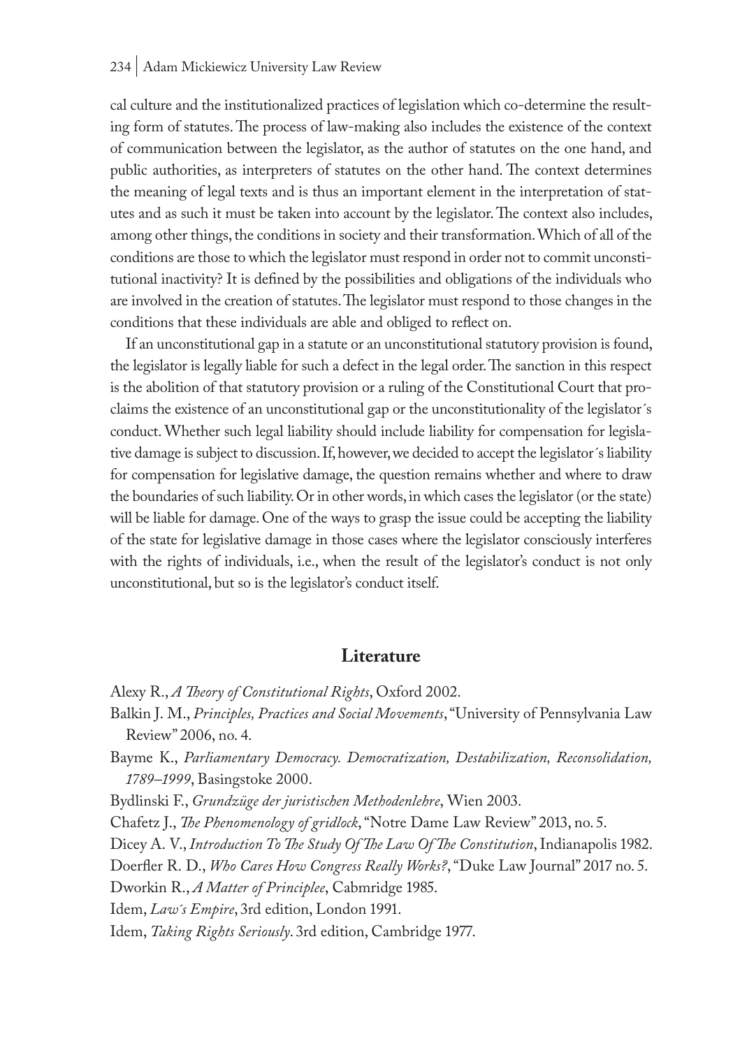cal culture and the institutionalized practices of legislation which co-determine the resulting form of statutes. The process of law-making also includes the existence of the context of communication between the legislator, as the author of statutes on the one hand, and public authorities, as interpreters of statutes on the other hand. The context determines the meaning of legal texts and is thus an important element in the interpretation of statutes and as such it must be taken into account by the legislator. The context also includes, among other things, the conditions in society and their transformation. Which of all of the conditions are those to which the legislator must respond in order not to commit unconstitutional inactivity? It is defined by the possibilities and obligations of the individuals who are involved in the creation of statutes. The legislator must respond to those changes in the conditions that these individuals are able and obliged to reflect on.

If an unconstitutional gap in a statute or an unconstitutional statutory provision is found, the legislator is legally liable for such a defect in the legal order. The sanction in this respect is the abolition of that statutory provision or a ruling of the Constitutional Court that proclaims the existence of an unconstitutional gap or the unconstitutionality of the legislator´s conduct. Whether such legal liability should include liability for compensation for legislative damage is subject to discussion. If, however, we decided to accept the legislator´s liability for compensation for legislative damage, the question remains whether and where to draw the boundaries of such liability. Or in other words, in which cases the legislator (or the state) will be liable for damage. One of the ways to grasp the issue could be accepting the liability of the state for legislative damage in those cases where the legislator consciously interferes with the rights of individuals, i.e., when the result of the legislator's conduct is not only unconstitutional, but so is the legislator's conduct itself.

## Literature

Alexy R., *A Theory of Constitutional Rights*, Oxford 2002.

Balkin J. M., *Principles, Practices and Social Movements*, "University of Pennsylvania Law Review" 2006, no. 4.

Bayme K., *Parliamentary Democracy. Democratization, Destabilization, Reconsolidation, 1789–1999*, Basingstoke 2000.

Bydlinski F., *Grundzüge der juristischen Methodenlehre*, Wien 2003.

Chafetz J., *The Phenomenology of gridlock*, "Notre Dame Law Review" 2013, no. 5.

Dicey A. V., *Introduction To The Study Of The Law Of The Constitution*, Indianapolis 1982.

Doerfler R. D., *Who Cares How Congress Really Works?*, "Duke Law Journal" 2017 no. 5.

Dworkin R., *A Matter of Principlee*, Cabmridge 1985.

Idem, *Law´s Empire*, 3rd edition, London 1991.

Idem, *Taking Rights Seriously*. 3rd edition, Cambridge 1977.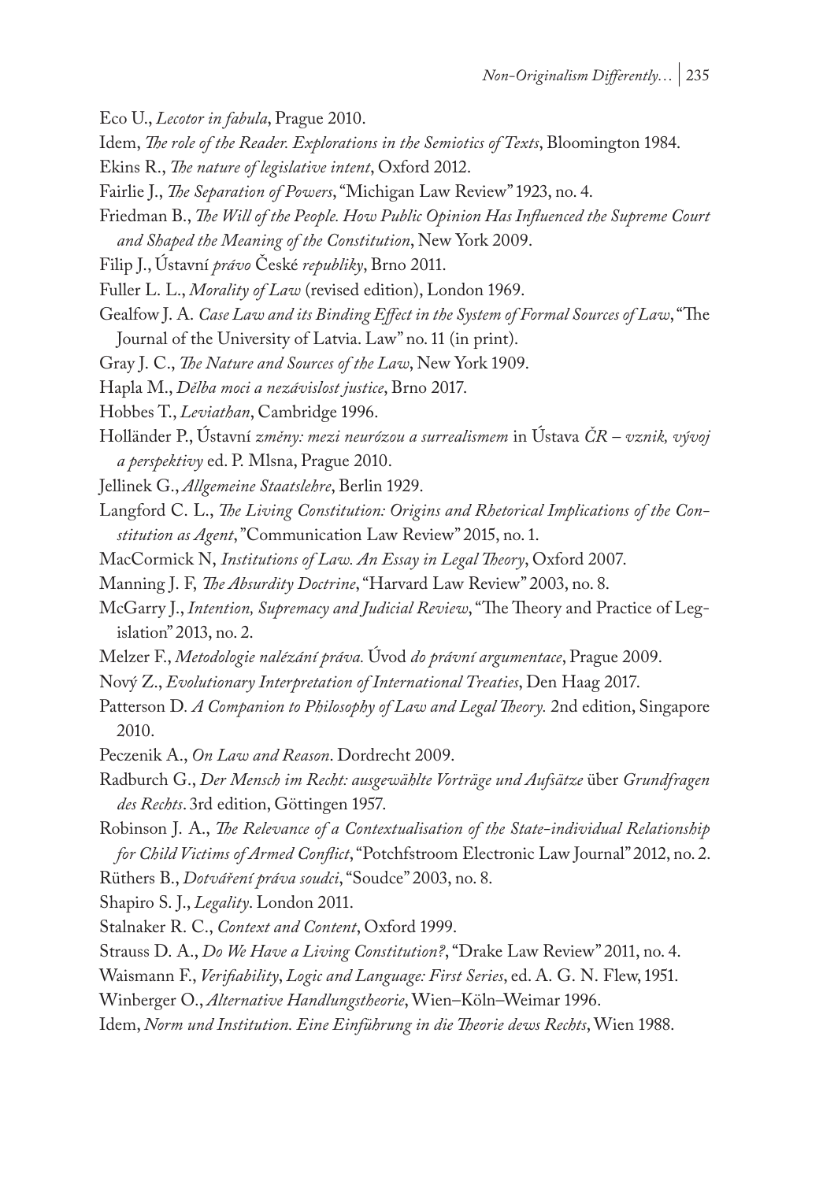Eco U., *Lecotor in fabula*, Prague 2010.

Idem, *The role of the Reader. Explorations in the Semiotics of Texts*, Bloomington 1984.

Ekins R., *The nature of legislative intent*, Oxford 2012.

Fairlie J., *The Separation of Powers*, "Michigan Law Review" 1923, no. 4.

Friedman B., *The Will of the People. How Public Opinion Has Influenced the Supreme Court and Shaped the Meaning of the Constitution*, New York 2009.

Filip J., Ústavní *právo* České *republiky*, Brno 2011.

Fuller L. L., *Morality of Law* (revised edition), London 1969.

Gealfow J. A. *Case Law and its Binding Effect in the System of Formal Sources of Law*, "The Journal of the University of Latvia. Law" no. 11 (in print).

Gray J. C., *The Nature and Sources of the Law*, New York 1909.

Hapla M., *Dělba moci a nezávislost justice*, Brno 2017.

Hobbes T., *Leviathan*, Cambridge 1996.

Holländer P., Ústavní *změny: mezi neurózou a surrealismem* in Ústava *ČR – vznik, vývoj a perspektivy* ed. P. Mlsna, Prague 2010.

Jellinek G., *Allgemeine Staatslehre*, Berlin 1929.

Langford C. L., *The Living Constitution: Origins and Rhetorical Implications of the Constitution as Agent*, "Communication Law Review" 2015, no. 1.

MacCormick N, *Institutions of Law. An Essay in Legal Theory*, Oxford 2007.

Manning J. F, *The Absurdity Doctrine*, "Harvard Law Review" 2003, no. 8.

McGarry J., *Intention, Supremacy and Judicial Review*, "The Theory and Practice of Legislation" 2013, no. 2.

Melzer F., *Metodologie nalézání práva.* Úvod *do právní argumentace*, Prague 2009.

Nový Z., *Evolutionary Interpretation of International Treaties*, Den Haag 2017.

Patterson D. *A Companion to Philosophy of Law and Legal Theory.* 2nd edition, Singapore 2010.

Peczenik A., *On Law and Reason*. Dordrecht 2009.

Radburch G., *Der Mensch im Recht: ausgewählte Vorträge und Aufsätze* über *Grundfragen des Rechts*. 3rd edition, Göttingen 1957.

Robinson J. A., *The Relevance of a Contextualisation of the State-individual Relationship for Child Victims of Armed Conflict*, "Potchfstroom Electronic Law Journal" 2012, no. 2.

Rüthers B., *Dotváření práva soudci*, "Soudce" 2003, no. 8.

Shapiro S. J., *Legality*. London 2011.

Stalnaker R. C., *Context and Content*, Oxford 1999.

Strauss D. A., *Do We Have a Living Constitution?*, "Drake Law Review" 2011, no. 4.

Waismann F., *Verifiability*, *Logic and Language: First Series*, ed. A. G. N. Flew, 1951.

Winberger O., *Alternative Handlungstheorie*, Wien–Köln–Weimar 1996.

Idem, *Norm und Institution. Eine Einführung in die Theorie dews Rechts*, Wien 1988.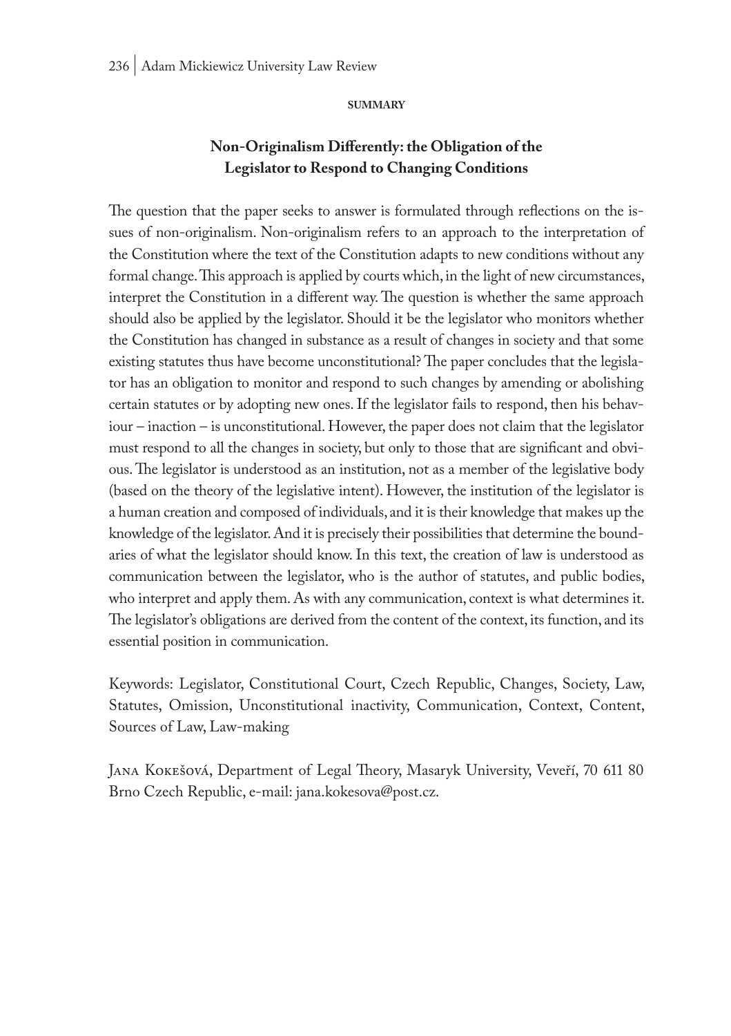**SUMMARY**

## Non-Originalism Differently: the Obligation of the Legislator to Respond to Changing Conditions

The question that the paper seeks to answer is formulated through reflections on the issues of non-originalism. Non-originalism refers to an approach to the interpretation of the Constitution where the text of the Constitution adapts to new conditions without any formal change. This approach is applied by courts which, in the light of new circumstances, interpret the Constitution in a different way. The question is whether the same approach should also be applied by the legislator. Should it be the legislator who monitors whether the Constitution has changed in substance as a result of changes in society and that some existing statutes thus have become unconstitutional? The paper concludes that the legislator has an obligation to monitor and respond to such changes by amending or abolishing certain statutes or by adopting new ones. If the legislator fails to respond, then his behaviour – inaction – is unconstitutional. However, the paper does not claim that the legislator must respond to all the changes in society, but only to those that are significant and obvious. The legislator is understood as an institution, not as a member of the legislative body (based on the theory of the legislative intent). However, the institution of the legislator is a human creation and composed of individuals, and it is their knowledge that makes up the knowledge of the legislator. And it is precisely their possibilities that determine the boundaries of what the legislator should know. In this text, the creation of law is understood as communication between the legislator, who is the author of statutes, and public bodies, who interpret and apply them. As with any communication, context is what determines it. The legislator's obligations are derived from the content of the context, its function, and its essential position in communication.

Keywords: Legislator, Constitutional Court, Czech Republic, Changes, Society, Law, Statutes, Omission, Unconstitutional inactivity, Communication, Context, Content, Sources of Law, Law-making

Jana Kokešová, Department of Legal Theory, Masaryk University, Veveří, 70 611 80 Brno Czech Republic, e-mail: jana.kokesova@post.cz.